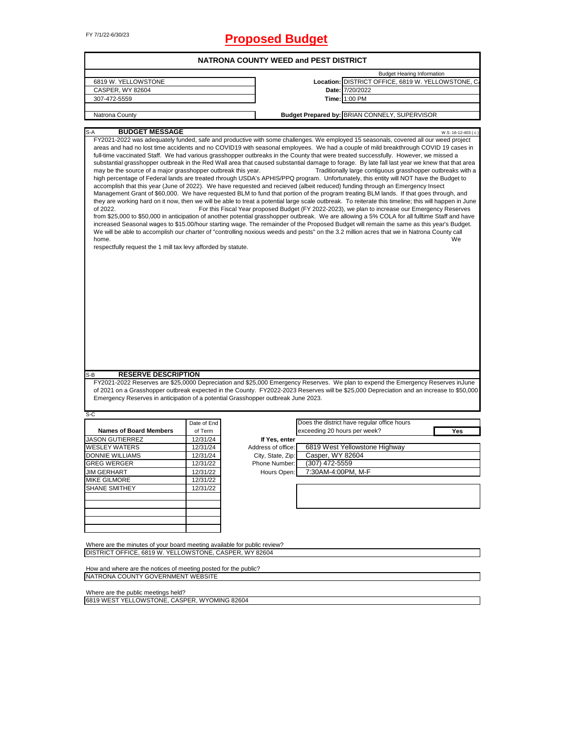FY 7/1/22-6/30/23

# Proposed Budget

## NATRONA COUNTY WEED and PEST DISTRICT

| | | Budget Hearing Information |
|---|---|---|
| 6819 W. YELLOWSTONE | Location: | DISTRICT OFFICE, 6819 W. YELLOWSTONE, C |
| CASPER, WY 82604 | Date: | 7/20/2022 |
| 307-472-5559 | Time: | 1:00 PM |
| | | |
| Natrona County | Budget Prepared by: | BRIAN CONNELY, SUPERVISOR |

### S-A BUDGET MESSAGE

W.S. 16-12-403 ( c )

FY2021-2022 was adequately funded, safe and productive with some challenges. We employed 15 seasonals, covered all our weed project areas and had no lost time accidents and no COVID19 with seasonal employees. We had a couple of mild breakthrough COVID 19 cases in full-time vaccinated Staff. We had various grasshopper outbreaks in the County that were treated successfully. However, we missed a substantial grasshopper outbreak in the Red Wall area that caused substantial damage to forage. By late fall last year we knew that that area may be the source of a major grasshopper outbreak this year. Traditionally large contiguous grasshopper outbreaks with a high percentage of Federal lands are treated rhrough USDA's APHIS/PPQ program. Unfortunately, this entity will NOT have the Budget to accomplish that this year (June of 2022). We have requested and recieved (albeit reduced) funding through an Emergency Insect Management Grant of $60,000. We have requested BLM to fund that portion of the program treating BLM lands. If that goes through, and they are working hard on it now, then we will be able to treat a potential large scale outbreak. To reiterate this timeline; this will happen in June of 2022. For this Fiscal Year proposed Budget (FY 2022-2023), we plan to increase our Emergency Reserves from $25,000 to $50,000 in anticipation of another potential grasshopper outbreak. We are allowing a 5% COLA for all fulltime Staff and have increased Seasonal wages to $15.00/hour starting wage. The remainder of the Proposed Budget will remain the same as this year's Budget. We will be able to accomplish our charter of "controlling noxious weeds and pests" on the 3.2 million acres that we in Natrona County call home. We respectfully request the 1 mill tax levy afforded by statute.

### S-B RESERVE DESCRIPTION

FY2021-2022 Reserves are $25,0000 Depreciation and $25,000 Emergency Reserves. We plan to expend the Emergency Reserves inJune of 2021 on a Grasshopper outbreak expected in the County. FY2022-2023 Reserves will be $25,000 Depreciation and an increase to $50,000 Emergency Reserves in anticipation of a potential Grasshopper outbreak June 2023.

S-C

| Names of Board Members | Date of End of Term |
|---|---|
| JASON GUTIERREZ | 12/31/24 |
| WESLEY WATERS | 12/31/24 |
| DONNIE WILLIAMS | 12/31/24 |
| GREG WERGER | 12/31/22 |
| JIM GERHART | 12/31/22 |
| MIKE GILMORE | 12/31/22 |
| SHANE SMITHEY | 12/31/22 |
| | |
| | |
| | |
| | |
| | |

Does the district have regular office hours exceeding 20 hours per week? **Yes**

| If Yes, enter | |
|---|---|
| Address of office: | 6819 West Yellowstone Highway |
| City, State, Zip: | Casper, WY 82604 |
| Phone Number: | (307) 472-5559 |
| Hours Open: | 7:30AM-4:00PM, M-F |

Where are the minutes of your board meeting available for public review?
DISTRICT OFFICE, 6819 W. YELLOWSTONE, CASPER, WY 82604

How and where are the notices of meeting posted for the public?
NATRONA COUNTY GOVERNMENT WEBSITE

Where are the public meetings held?
6819 WEST YELLOWSTONE, CASPER, WYOMING 82604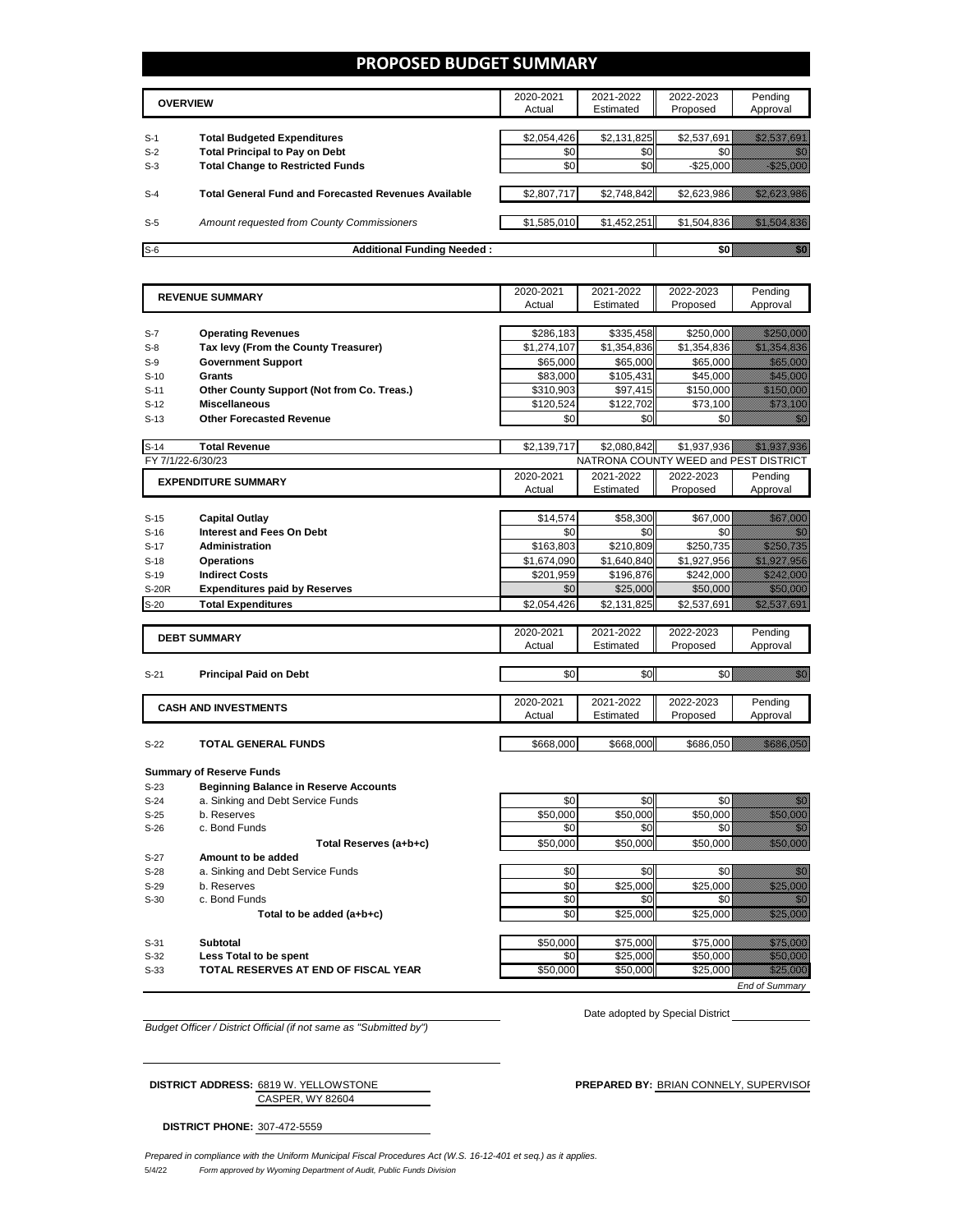# PROPOSED BUDGET SUMMARY

| | OVERVIEW | 2020-2021 Actual | 2021-2022 Estimated | 2022-2023 Proposed | Pending Approval |
|---|---|---|---|---|---|
| S-1 | **Total Budgeted Expenditures** | $2,054,426 | $2,131,825 | $2,537,691 | $2,537,691 |
| S-2 | **Total Principal to Pay on Debt** | $0 | $0 | $0 | $0 |
| S-3 | **Total Change to Restricted Funds** | $0 | $0 | -$25,000 | -$25,000 |
| S-4 | **Total General Fund and Forecasted Revenues Available** | $2,807,717 | $2,748,842 | $2,623,986 | $2,623,986 |
| S-5 | *Amount requested from County Commissioners* | $1,585,010 | $1,452,251 | $1,504,836 | $1,504,836 |
| S-6 | **Additional Funding Needed :** | | | $0 | $0 |

| | REVENUE SUMMARY | 2020-2021 Actual | 2021-2022 Estimated | 2022-2023 Proposed | Pending Approval |
|---|---|---|---|---|---|
| S-7 | **Operating Revenues** | $286,183 | $335,458 | $250,000 | $250,000 |
| S-8 | **Tax levy (From the County Treasurer)** | $1,274,107 | $1,354,836 | $1,354,836 | $1,354,836 |
| S-9 | **Government Support** | $65,000 | $65,000 | $65,000 | $65,000 |
| S-10 | **Grants** | $83,000 | $105,431 | $45,000 | $45,000 |
| S-11 | **Other County Support (Not from Co. Treas.)** | $310,903 | $97,415 | $150,000 | $150,000 |
| S-12 | **Miscellaneous** | $120,524 | $122,702 | $73,100 | $73,100 |
| S-13 | **Other Forecasted Revenue** | $0 | $0 | $0 | $0 |
| S-14 | **Total Revenue** | $2,139,717 | $2,080,842 | $1,937,936 | $1,937,936 |

FY 7/1/22-6/30/23 — NATRONA COUNTY WEED and PEST DISTRICT

| | EXPENDITURE SUMMARY | 2020-2021 Actual | 2021-2022 Estimated | 2022-2023 Proposed | Pending Approval |
|---|---|---|---|---|---|
| S-15 | **Capital Outlay** | $14,574 | $58,300 | $67,000 | $67,000 |
| S-16 | **Interest and Fees On Debt** | $0 | $0 | $0 | $0 |
| S-17 | **Administration** | $163,803 | $210,809 | $250,735 | $250,735 |
| S-18 | **Operations** | $1,674,090 | $1,640,840 | $1,927,956 | $1,927,956 |
| S-19 | **Indirect Costs** | $201,959 | $196,876 | $242,000 | $242,000 |
| S-20R | **Expenditures paid by Reserves** | $0 | $25,000 | $50,000 | $50,000 |
| S-20 | **Total Expenditures** | $2,054,426 | $2,131,825 | $2,537,691 | $2,537,691 |

| | DEBT SUMMARY | 2020-2021 Actual | 2021-2022 Estimated | 2022-2023 Proposed | Pending Approval |
|---|---|---|---|---|---|
| S-21 | **Principal Paid on Debt** | $0 | $0 | $0 | $0 |

| | CASH AND INVESTMENTS | 2020-2021 Actual | 2021-2022 Estimated | 2022-2023 Proposed | Pending Approval |
|---|---|---|---|---|---|
| S-22 | **TOTAL GENERAL FUNDS** | $668,000 | $668,000 | $686,050 | $686,050 |

**Summary of Reserve Funds**

| | | 2020-2021 Actual | 2021-2022 Estimated | 2022-2023 Proposed | Pending Approval |
|---|---|---|---|---|---|
| S-23 | **Beginning Balance in Reserve Accounts** | | | | |
| S-24 | a. Sinking and Debt Service Funds | $0 | $0 | $0 | $0 |
| S-25 | b. Reserves | $50,000 | $50,000 | $50,000 | $50,000 |
| S-26 | c. Bond Funds | $0 | $0 | $0 | $0 |
| | **Total Reserves (a+b+c)** | $50,000 | $50,000 | $50,000 | $50,000 |
| S-27 | **Amount to be added** | | | | |
| S-28 | a. Sinking and Debt Service Funds | $0 | $0 | $0 | $0 |
| S-29 | b. Reserves | $0 | $25,000 | $25,000 | $25,000 |
| S-30 | c. Bond Funds | $0 | $0 | $0 | $0 |
| | **Total to be added (a+b+c)** | $0 | $25,000 | $25,000 | $25,000 |
| S-31 | **Subtotal** | $50,000 | $75,000 | $75,000 | $75,000 |
| S-32 | **Less Total to be spent** | $0 | $25,000 | $50,000 | $50,000 |
| S-33 | **TOTAL RESERVES AT END OF FISCAL YEAR** | $50,000 | $50,000 | $25,000 | $25,000 |

*End of Summary*

*Budget Officer / District Official (if not same as "Submitted by")*

Date adopted by Special District

**DISTRICT ADDRESS:** 6819 W. YELLOWSTONE
CASPER, WY 82604

**PREPARED BY:** BRIAN CONNELY, SUPERVISOR

**DISTRICT PHONE:** 307-472-5559

*Prepared in compliance with the Uniform Municipal Fiscal Procedures Act (W.S. 16-12-401 et seq.) as it applies.*

5/4/22 *Form approved by Wyoming Department of Audit, Public Funds Division*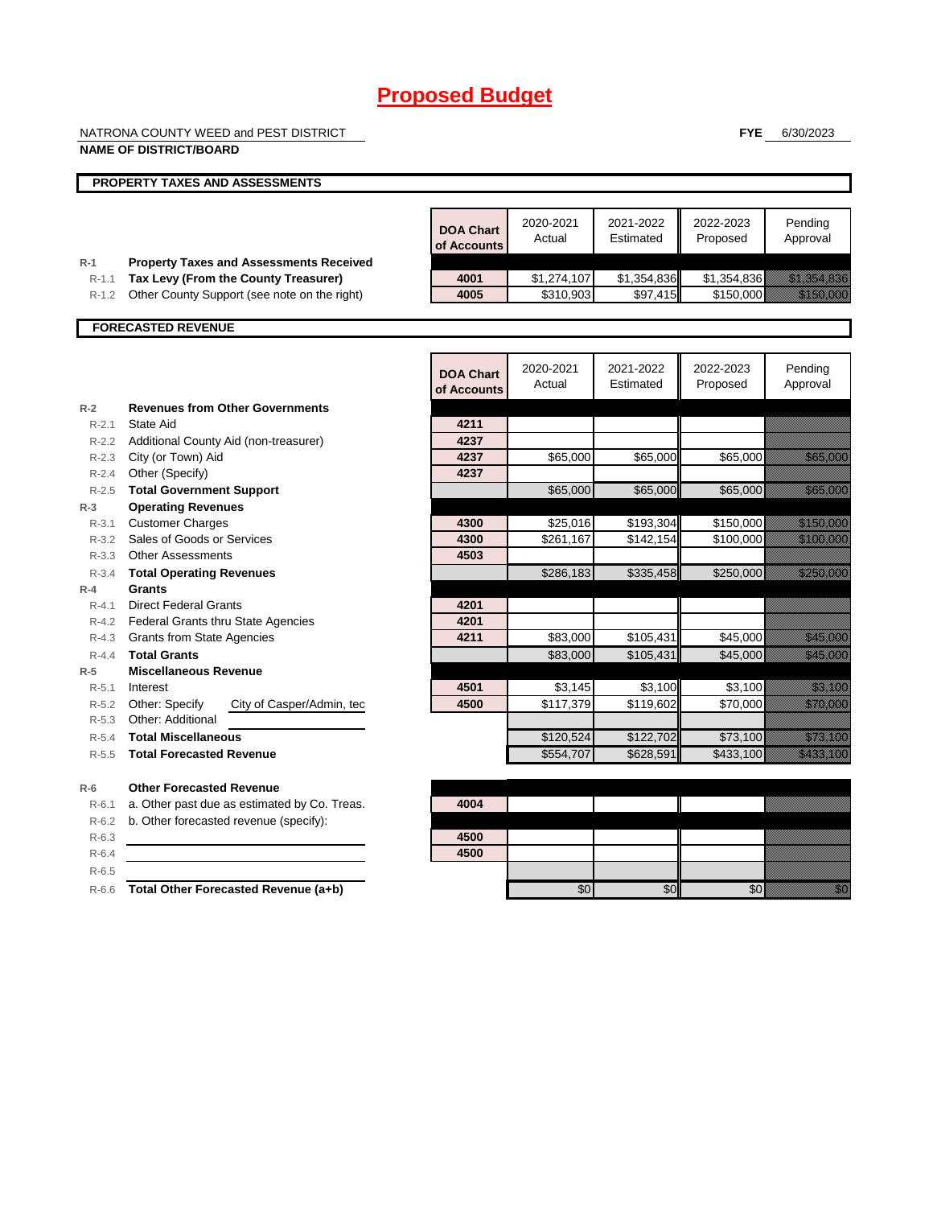# Proposed Budget

NATRONA COUNTY WEED and PEST DISTRICT
**NAME OF DISTRICT/BOARD**

**FYE** 6/30/2023

## PROPERTY TAXES AND ASSESSMENTS

| | | DOA Chart of Accounts | 2020-2021 Actual | 2021-2022 Estimated | 2022-2023 Proposed | Pending Approval |
|---|---|---|---|---|---|---|
| R-1 | **Property Taxes and Assessments Received** | | | | | |
| R-1.1 | **Tax Levy (From the County Treasurer)** | 4001 | $1,274,107 | $1,354,836 | $1,354,836 | $1,354,836 |
| R-1.2 | Other County Support (see note on the right) | 4005 | $310,903 | $97,415 | $150,000 | $150,000 |

## FORECASTED REVENUE

| | | DOA Chart of Accounts | 2020-2021 Actual | 2021-2022 Estimated | 2022-2023 Proposed | Pending Approval |
|---|---|---|---|---|---|---|
| R-2 | **Revenues from Other Governments** | | | | | |
| R-2.1 | State Aid | 4211 | | | | |
| R-2.2 | Additional County Aid (non-treasurer) | 4237 | | | | |
| R-2.3 | City (or Town) Aid | 4237 | $65,000 | $65,000 | $65,000 | $65,000 |
| R-2.4 | Other (Specify) | 4237 | | | | |
| R-2.5 | **Total Government Support** | | $65,000 | $65,000 | $65,000 | $65,000 |
| R-3 | **Operating Revenues** | | | | | |
| R-3.1 | Customer Charges | 4300 | $25,016 | $193,304 | $150,000 | $150,000 |
| R-3.2 | Sales of Goods or Services | 4300 | $261,167 | $142,154 | $100,000 | $100,000 |
| R-3.3 | Other Assessments | 4503 | | | | |
| R-3.4 | **Total Operating Revenues** | | $286,183 | $335,458 | $250,000 | $250,000 |
| R-4 | **Grants** | | | | | |
| R-4.1 | Direct Federal Grants | 4201 | | | | |
| R-4.2 | Federal Grants thru State Agencies | 4201 | | | | |
| R-4.3 | Grants from State Agencies | 4211 | $83,000 | $105,431 | $45,000 | $45,000 |
| R-4.4 | **Total Grants** | | $83,000 | $105,431 | $45,000 | $45,000 |
| R-5 | **Miscellaneous Revenue** | | | | | |
| R-5.1 | Interest | 4501 | $3,145 | $3,100 | $3,100 | $3,100 |
| R-5.2 | Other: Specify City of Casper/Admin, tec | 4500 | $117,379 | $119,602 | $70,000 | $70,000 |
| R-5.3 | Other: Additional | | | | | |
| R-5.4 | **Total Miscellaneous** | | $120,524 | $122,702 | $73,100 | $73,100 |
| R-5.5 | **Total Forecasted Revenue** | | $554,707 | $628,591 | $433,100 | $433,100 |
| R-6 | **Other Forecasted Revenue** | | | | | |
| R-6.1 | a. Other past due as estimated by Co. Treas. | 4004 | | | | |
| R-6.2 | b. Other forecasted revenue (specify): | | | | | |
| R-6.3 | | 4500 | | | | |
| R-6.4 | | 4500 | | | | |
| R-6.5 | | | | | | |
| R-6.6 | **Total Other Forecasted Revenue (a+b)** | | $0 | $0 | $0 | $0 |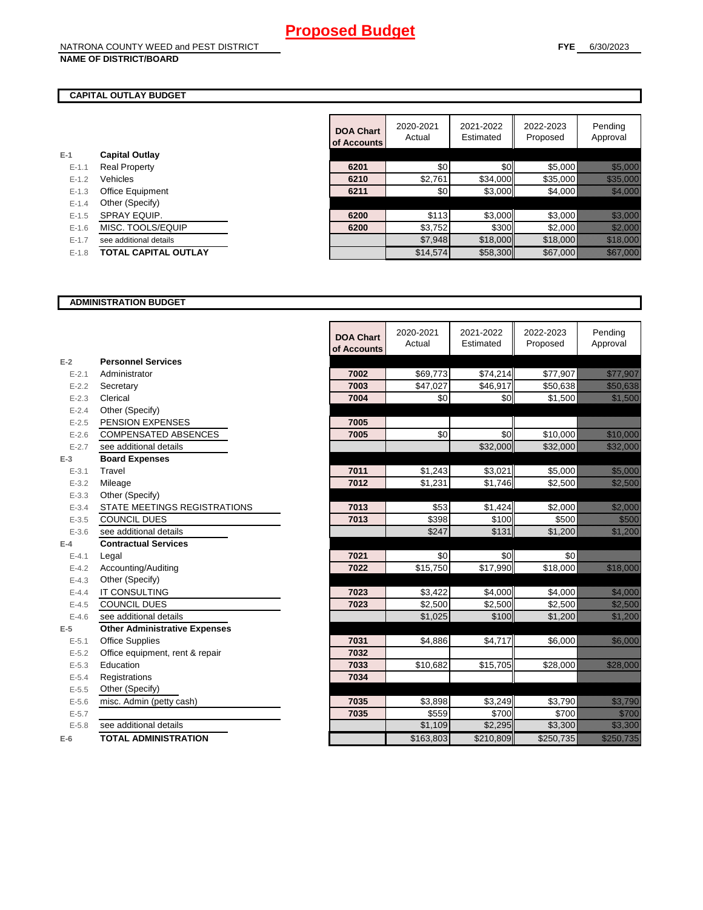# Proposed Budget

NATRONA COUNTY WEED and PEST DISTRICT
**NAME OF DISTRICT/BOARD**

**FYE** 6/30/2023

## CAPITAL OUTLAY BUDGET

| | | DOA Chart of Accounts | 2020-2021 Actual | 2021-2022 Estimated | 2022-2023 Proposed | Pending Approval |
|---|---|---|---|---|---|---|
| E-1 | **Capital Outlay** | | | | | |
| E-1.1 | Real Property | 6201 | $0 | $0 | $5,000 | $5,000 |
| E-1.2 | Vehicles | 6210 | $2,761 | $34,000 | $35,000 | $35,000 |
| E-1.3 | Office Equipment | 6211 | $0 | $3,000 | $4,000 | $4,000 |
| E-1.4 | Other (Specify) | | | | | |
| E-1.5 | SPRAY EQUIP. | 6200 | $113 | $3,000 | $3,000 | $3,000 |
| E-1.6 | MISC. TOOLS/EQUIP | 6200 | $3,752 | $300 | $2,000 | $2,000 |
| E-1.7 | see additional details | | $7,948 | $18,000 | $18,000 | $18,000 |
| E-1.8 | **TOTAL CAPITAL OUTLAY** | | $14,574 | $58,300 | $67,000 | $67,000 |

## ADMINISTRATION BUDGET

| | | DOA Chart of Accounts | 2020-2021 Actual | 2021-2022 Estimated | 2022-2023 Proposed | Pending Approval |
|---|---|---|---|---|---|---|
| E-2 | **Personnel Services** | | | | | |
| E-2.1 | Administrator | 7002 | $69,773 | $74,214 | $77,907 | $77,907 |
| E-2.2 | Secretary | 7003 | $47,027 | $46,917 | $50,638 | $50,638 |
| E-2.3 | Clerical | 7004 | $0 | $0 | $1,500 | $1,500 |
| E-2.4 | Other (Specify) | | | | | |
| E-2.5 | PENSION EXPENSES | 7005 | | | | |
| E-2.6 | COMPENSATED ABSENCES | 7005 | $0 | $0 | $10,000 | $10,000 |
| E-2.7 | see additional details | | | $32,000 | $32,000 | $32,000 |
| E-3 | **Board Expenses** | | | | | |
| E-3.1 | Travel | 7011 | $1,243 | $3,021 | $5,000 | $5,000 |
| E-3.2 | Mileage | 7012 | $1,231 | $1,746 | $2,500 | $2,500 |
| E-3.3 | Other (Specify) | | | | | |
| E-3.4 | STATE MEETINGS REGISTRATIONS | 7013 | $53 | $1,424 | $2,000 | $2,000 |
| E-3.5 | COUNCIL DUES | 7013 | $398 | $100 | $500 | $500 |
| E-3.6 | see additional details | | $247 | $131 | $1,200 | $1,200 |
| E-4 | **Contractual Services** | | | | | |
| E-4.1 | Legal | 7021 | $0 | $0 | $0 | |
| E-4.2 | Accounting/Auditing | 7022 | $15,750 | $17,990 | $18,000 | $18,000 |
| E-4.3 | Other (Specify) | | | | | |
| E-4.4 | IT CONSULTING | 7023 | $3,422 | $4,000 | $4,000 | $4,000 |
| E-4.5 | COUNCIL DUES | 7023 | $2,500 | $2,500 | $2,500 | $2,500 |
| E-4.6 | see additional details | | $1,025 | $100 | $1,200 | $1,200 |
| E-5 | **Other Administrative Expenses** | | | | | |
| E-5.1 | Office Supplies | 7031 | $4,886 | $4,717 | $6,000 | $6,000 |
| E-5.2 | Office equipment, rent & repair | 7032 | | | | |
| E-5.3 | Education | 7033 | $10,682 | $15,705 | $28,000 | $28,000 |
| E-5.4 | Registrations | 7034 | | | | |
| E-5.5 | Other (Specify) | | | | | |
| E-5.6 | misc. Admin (petty cash) | 7035 | $3,898 | $3,249 | $3,790 | $3,790 |
| E-5.7 | | 7035 | $559 | $700 | $700 | $700 |
| E-5.8 | see additional details | | $1,109 | $2,295 | $3,300 | $3,300 |
| E-6 | **TOTAL ADMINISTRATION** | | $163,803 | $210,809 | $250,735 | $250,735 |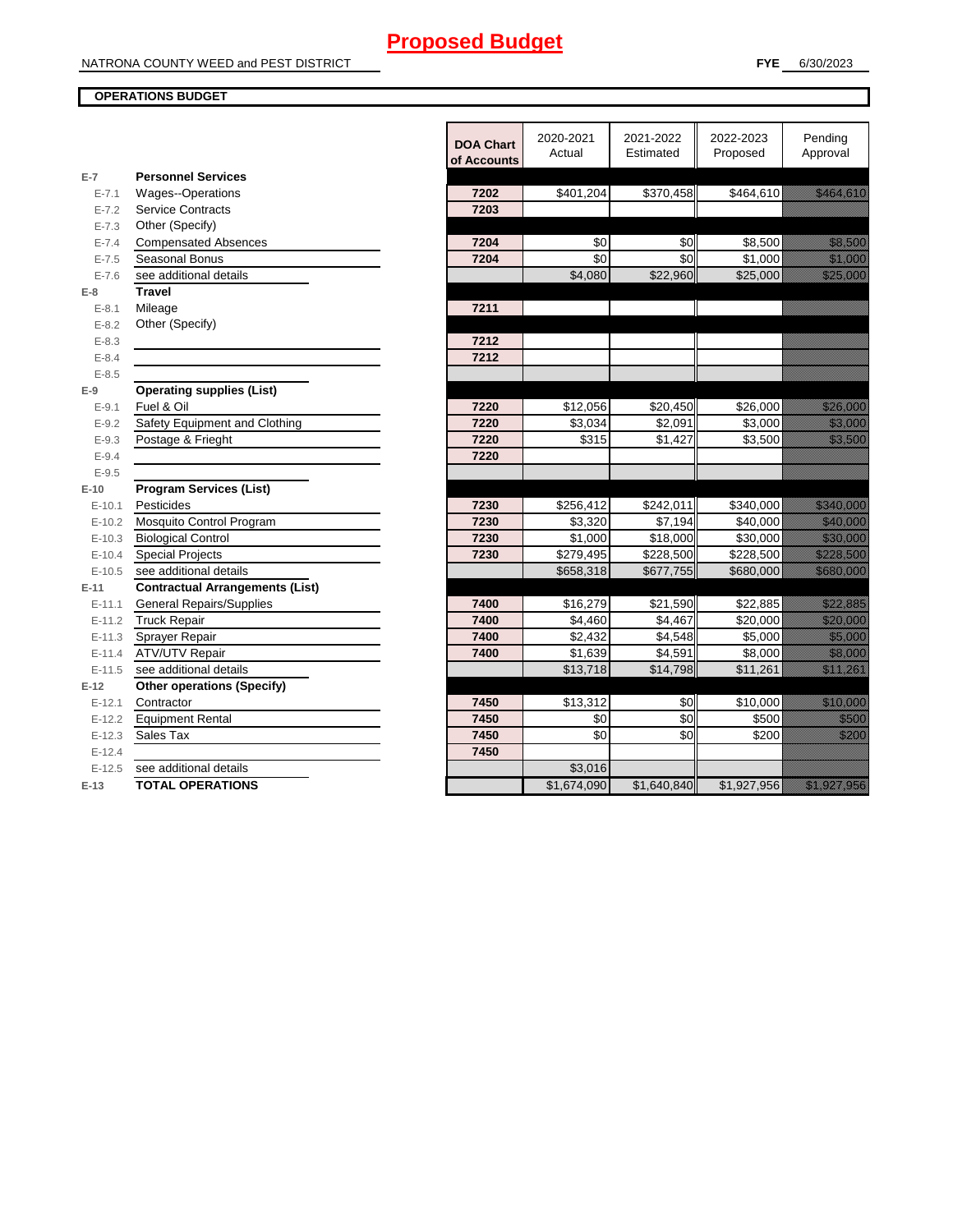# Proposed Budget

NATRONA COUNTY WEED and PEST DISTRICT **FYE** 6/30/2023

**OPERATIONS BUDGET**

| | | DOA Chart of Accounts | 2020-2021 Actual | 2021-2022 Estimated | 2022-2023 Proposed | Pending Approval |
|---|---|---|---|---|---|---|
| **E-7** | **Personnel Services** | | | | | |
| E-7.1 | Wages--Operations | 7202 | $401,204 | $370,458 | $464,610 | $464,610 |
| E-7.2 | Service Contracts | 7203 | | | | |
| E-7.3 | Other (Specify) | | | | | |
| E-7.4 | Compensated Absences | 7204 | $0 | $0 | $8,500 | $8,500 |
| E-7.5 | Seasonal Bonus | 7204 | $0 | $0 | $1,000 | $1,000 |
| E-7.6 | see additional details | | $4,080 | $22,960 | $25,000 | $25,000 |
| **E-8** | **Travel** | | | | | |
| E-8.1 | Mileage | 7211 | | | | |
| E-8.2 | Other (Specify) | | | | | |
| E-8.3 | | 7212 | | | | |
| E-8.4 | | 7212 | | | | |
| E-8.5 | | | | | | |
| **E-9** | **Operating supplies (List)** | | | | | |
| E-9.1 | Fuel & Oil | 7220 | $12,056 | $20,450 | $26,000 | $26,000 |
| E-9.2 | Safety Equipment and Clothing | 7220 | $3,034 | $2,091 | $3,000 | $3,000 |
| E-9.3 | Postage & Frieght | 7220 | $315 | $1,427 | $3,500 | $3,500 |
| E-9.4 | | 7220 | | | | |
| E-9.5 | | | | | | |
| **E-10** | **Program Services (List)** | | | | | |
| E-10.1 | Pesticides | 7230 | $256,412 | $242,011 | $340,000 | $340,000 |
| E-10.2 | Mosquito Control Program | 7230 | $3,320 | $7,194 | $40,000 | $40,000 |
| E-10.3 | Biological Control | 7230 | $1,000 | $18,000 | $30,000 | $30,000 |
| E-10.4 | Special Projects | 7230 | $279,495 | $228,500 | $228,500 | $228,500 |
| E-10.5 | see additional details | | $658,318 | $677,755 | $680,000 | $680,000 |
| **E-11** | **Contractual Arrangements (List)** | | | | | |
| E-11.1 | General Repairs/Supplies | 7400 | $16,279 | $21,590 | $22,885 | $22,885 |
| E-11.2 | Truck Repair | 7400 | $4,460 | $4,467 | $20,000 | $20,000 |
| E-11.3 | Sprayer Repair | 7400 | $2,432 | $4,548 | $5,000 | $5,000 |
| E-11.4 | ATV/UTV Repair | 7400 | $1,639 | $4,591 | $8,000 | $8,000 |
| E-11.5 | see additional details | | $13,718 | $14,798 | $11,261 | $11,261 |
| **E-12** | **Other operations (Specify)** | | | | | |
| E-12.1 | Contractor | 7450 | $13,312 | $0 | $10,000 | $10,000 |
| E-12.2 | Equipment Rental | 7450 | $0 | $0 | $500 | $500 |
| E-12.3 | Sales Tax | 7450 | $0 | $0 | $200 | $200 |
| E-12.4 | | 7450 | | | | |
| E-12.5 | see additional details | | $3,016 | | | |
| **E-13** | **TOTAL OPERATIONS** | | $1,674,090 | $1,640,840 | $1,927,956 | $1,927,956 |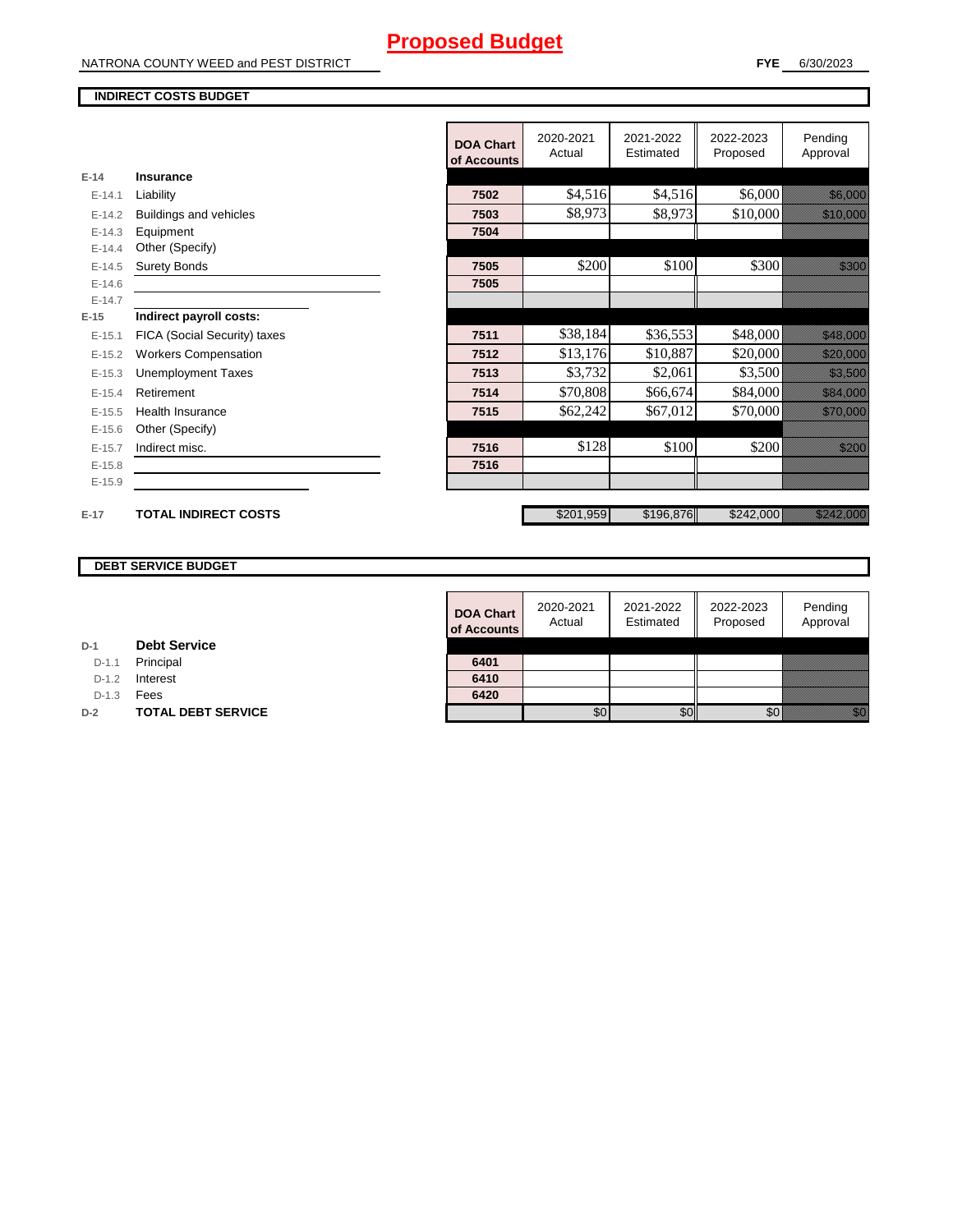# Proposed Budget

NATRONA COUNTY WEED and PEST DISTRICT

**FYE** 6/30/2023

**INDIRECT COSTS BUDGET**

| | | DOA Chart of Accounts | 2020-2021 Actual | 2021-2022 Estimated | 2022-2023 Proposed | Pending Approval |
|---|---|---|---|---|---|---|
| E-14 | **Insurance** | | | | | |
| E-14.1 | Liability | 7502 | $4,516 | $4,516 | $6,000 | $6,000 |
| E-14.2 | Buildings and vehicles | 7503 | $8,973 | $8,973 | $10,000 | $10,000 |
| E-14.3 | Equipment | 7504 | | | | |
| E-14.4 | Other (Specify) | | | | | |
| E-14.5 | Surety Bonds | 7505 | $200 | $100 | $300 | $300 |
| E-14.6 | | 7505 | | | | |
| E-14.7 | | | | | | |
| E-15 | **Indirect payroll costs:** | | | | | |
| E-15.1 | FICA (Social Security) taxes | 7511 | $38,184 | $36,553 | $48,000 | $48,000 |
| E-15.2 | Workers Compensation | 7512 | $13,176 | $10,887 | $20,000 | $20,000 |
| E-15.3 | Unemployment Taxes | 7513 | $3,732 | $2,061 | $3,500 | $3,500 |
| E-15.4 | Retirement | 7514 | $70,808 | $66,674 | $84,000 | $84,000 |
| E-15.5 | Health Insurance | 7515 | $62,242 | $67,012 | $70,000 | $70,000 |
| E-15.6 | Other (Specify) | | | | | |
| E-15.7 | Indirect misc. | 7516 | $128 | $100 | $200 | $200 |
| E-15.8 | | 7516 | | | | |
| E-15.9 | | | | | | |
| E-17 | **TOTAL INDIRECT COSTS** | | $201,959 | $196,876 | $242,000 | $242,000 |

**DEBT SERVICE BUDGET**

| | | DOA Chart of Accounts | 2020-2021 Actual | 2021-2022 Estimated | 2022-2023 Proposed | Pending Approval |
|---|---|---|---|---|---|---|
| D-1 | **Debt Service** | | | | | |
| D-1.1 | Principal | 6401 | | | | |
| D-1.2 | Interest | 6410 | | | | |
| D-1.3 | Fees | 6420 | | | | |
| D-2 | **TOTAL DEBT SERVICE** | | $0 | $0 | $0 | $0 |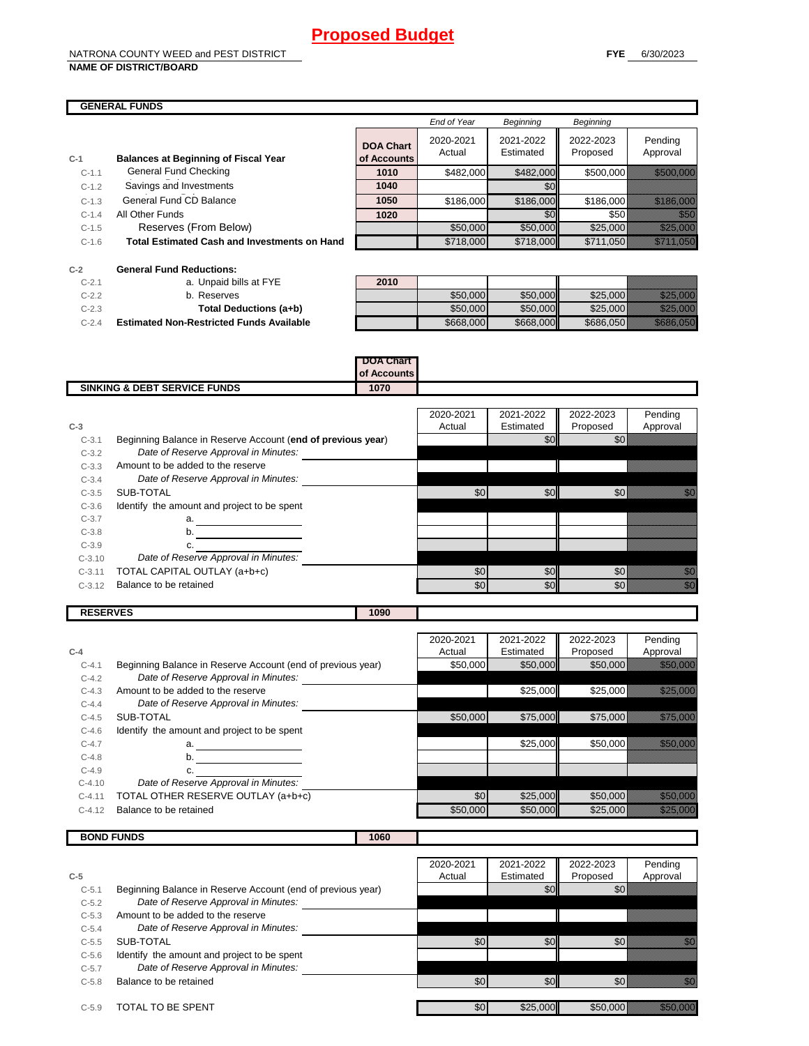# Proposed Budget

NATRONA COUNTY WEED and PEST DISTRICT

**NAME OF DISTRICT/BOARD**

**FYE** 6/30/2023

## GENERAL FUNDS

| | | DOA Chart of Accounts | *End of Year* 2020-2021 Actual | *Beginning* 2021-2022 Estimated | *Beginning* 2022-2023 Proposed | Pending Approval |
|---|---|---|---|---|---|---|
| C-1 | **Balances at Beginning of Fiscal Year** | | | | | |
| C-1.1 | General Fund Checking | **1010** | $482,000 | $482,000 | $500,000 | $500,000 |
| C-1.2 | Savings and Investments | **1040** | | $0 | | |
| C-1.3 | General Fund CD Balance | **1050** | $186,000 | $186,000 | $186,000 | $186,000 |
| C-1.4 | All Other Funds | **1020** | | $0 | $50 | $50 |
| C-1.5 | Reserves (From Below) | | $50,000 | $50,000 | $25,000 | $25,000 |
| C-1.6 | **Total Estimated Cash and Investments on Hand** | | $718,000 | $718,000 | $711,050 | $711,050 |
| C-2 | **General Fund Reductions:** | | | | | |
| C-2.1 | a. Unpaid bills at FYE | **2010** | | | | |
| C-2.2 | b. Reserves | | $50,000 | $50,000 | $25,000 | $25,000 |
| C-2.3 | **Total Deductions (a+b)** | | $50,000 | $50,000 | $25,000 | $25,000 |
| C-2.4 | **Estimated Non-Restricted Funds Available** | | $668,000 | $668,000 | $686,050 | $686,050 |

## SINKING & DEBT SERVICE FUNDS — DOA Chart of Accounts 1070

| | | 2020-2021 Actual | 2021-2022 Estimated | 2022-2023 Proposed | Pending Approval |
|---|---|---|---|---|---|
| C-3 | | | | | |
| C-3.1 | Beginning Balance in Reserve Account (**end of previous year**) | | $0 | $0 | |
| C-3.2 | *Date of Reserve Approval in Minutes:* | | | | |
| C-3.3 | Amount to be added to the reserve | | | | |
| C-3.4 | *Date of Reserve Approval in Minutes:* | | | | |
| C-3.5 | SUB-TOTAL | $0 | $0 | $0 | $0 |
| C-3.6 | Identify the amount and project to be spent | | | | |
| C-3.7 | a. | | | | |
| C-3.8 | b. | | | | |
| C-3.9 | c. | | | | |
| C-3.10 | *Date of Reserve Approval in Minutes:* | | | | |
| C-3.11 | TOTAL CAPITAL OUTLAY (a+b+c) | $0 | $0 | $0 | $0 |
| C-3.12 | Balance to be retained | $0 | $0 | $0 | $0 |

## RESERVES — 1090

| | | 2020-2021 Actual | 2021-2022 Estimated | 2022-2023 Proposed | Pending Approval |
|---|---|---|---|---|---|
| C-4 | | | | | |
| C-4.1 | Beginning Balance in Reserve Account (end of previous year) | $50,000 | $50,000 | $50,000 | $50,000 |
| C-4.2 | *Date of Reserve Approval in Minutes:* | | | | |
| C-4.3 | Amount to be added to the reserve | | $25,000 | $25,000 | $25,000 |
| C-4.4 | *Date of Reserve Approval in Minutes:* | | | | |
| C-4.5 | SUB-TOTAL | $50,000 | $75,000 | $75,000 | $75,000 |
| C-4.6 | Identify the amount and project to be spent | | | | |
| C-4.7 | a. | | $25,000 | $50,000 | $50,000 |
| C-4.8 | b. | | | | |
| C-4.9 | c. | | | | |
| C-4.10 | *Date of Reserve Approval in Minutes:* | | | | |
| C-4.11 | TOTAL OTHER RESERVE OUTLAY (a+b+c) | $0 | $25,000 | $50,000 | $50,000 |
| C-4.12 | Balance to be retained | $50,000 | $50,000 | $25,000 | $25,000 |

## BOND FUNDS — 1060

| | | 2020-2021 Actual | 2021-2022 Estimated | 2022-2023 Proposed | Pending Approval |
|---|---|---|---|---|---|
| C-5 | | | | | |
| C-5.1 | Beginning Balance in Reserve Account (end of previous year) | | $0 | $0 | |
| C-5.2 | *Date of Reserve Approval in Minutes:* | | | | |
| C-5.3 | Amount to be added to the reserve | | | | |
| C-5.4 | *Date of Reserve Approval in Minutes:* | | | | |
| C-5.5 | SUB-TOTAL | $0 | $0 | $0 | $0 |
| C-5.6 | Identify the amount and project to be spent | | | | |
| C-5.7 | *Date of Reserve Approval in Minutes:* | | | | |
| C-5.8 | Balance to be retained | $0 | $0 | $0 | $0 |
| C-5.9 | TOTAL TO BE SPENT | $0 | $25,000 | $50,000 | $50,000 |